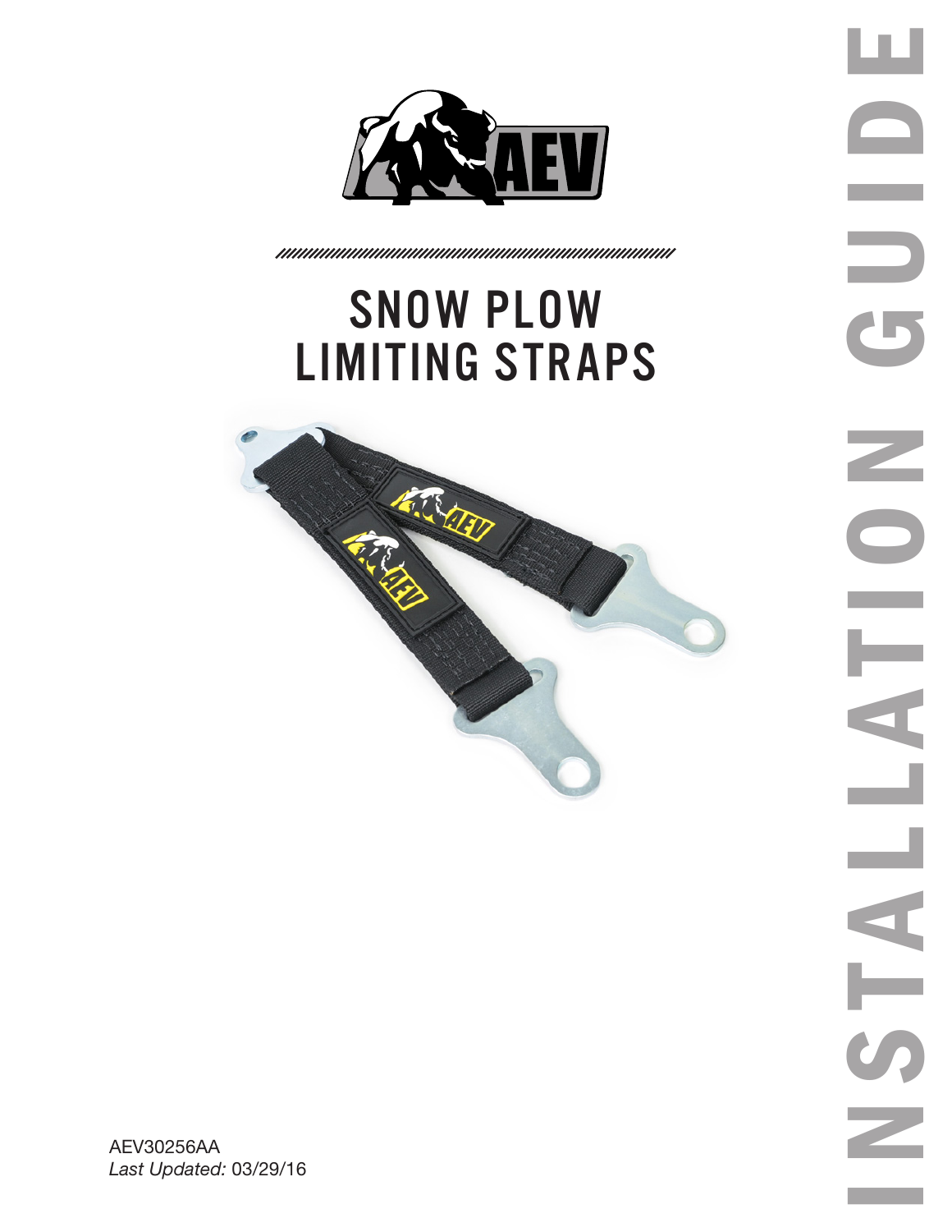# SNOW PLOW LIMITING STRAPS

INSTALLATION GUIDE

AEV30256AA
*Last Updated:* 03/29/16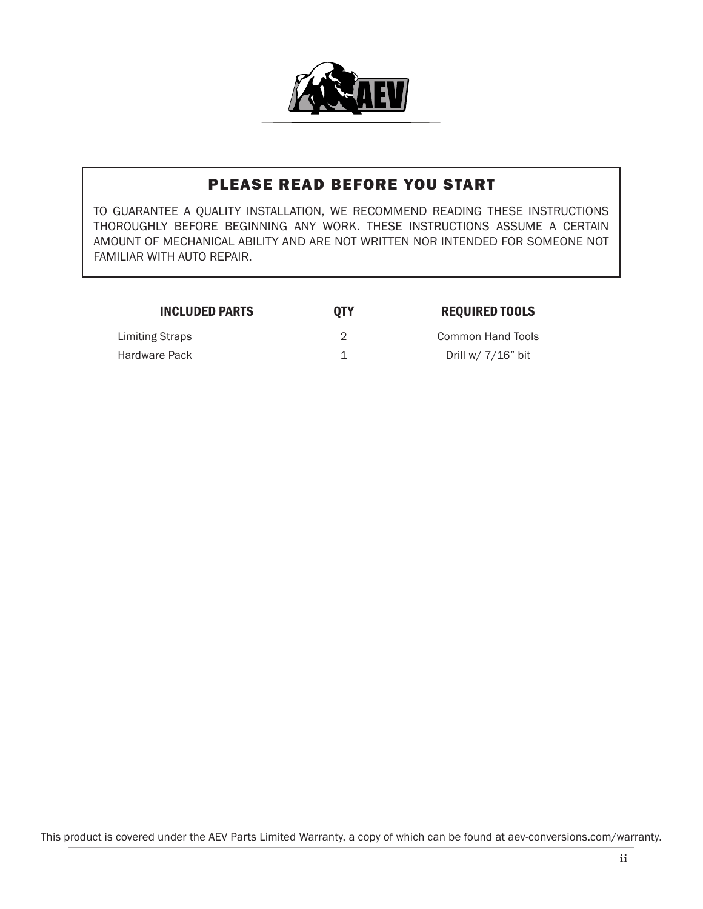## PLEASE READ BEFORE YOU START

TO GUARANTEE A QUALITY INSTALLATION, WE RECOMMEND READING THESE INSTRUCTIONS THOROUGHLY BEFORE BEGINNING ANY WORK. THESE INSTRUCTIONS ASSUME A CERTAIN AMOUNT OF MECHANICAL ABILITY AND ARE NOT WRITTEN NOR INTENDED FOR SOMEONE NOT FAMILIAR WITH AUTO REPAIR.

| INCLUDED PARTS | QTY | REQUIRED TOOLS |
| --- | --- | --- |
| Limiting Straps | 2 | Common Hand Tools |
| Hardware Pack | 1 | Drill w/ 7/16" bit |

This product is covered under the AEV Parts Limited Warranty, a copy of which can be found at aev-conversions.com/warranty.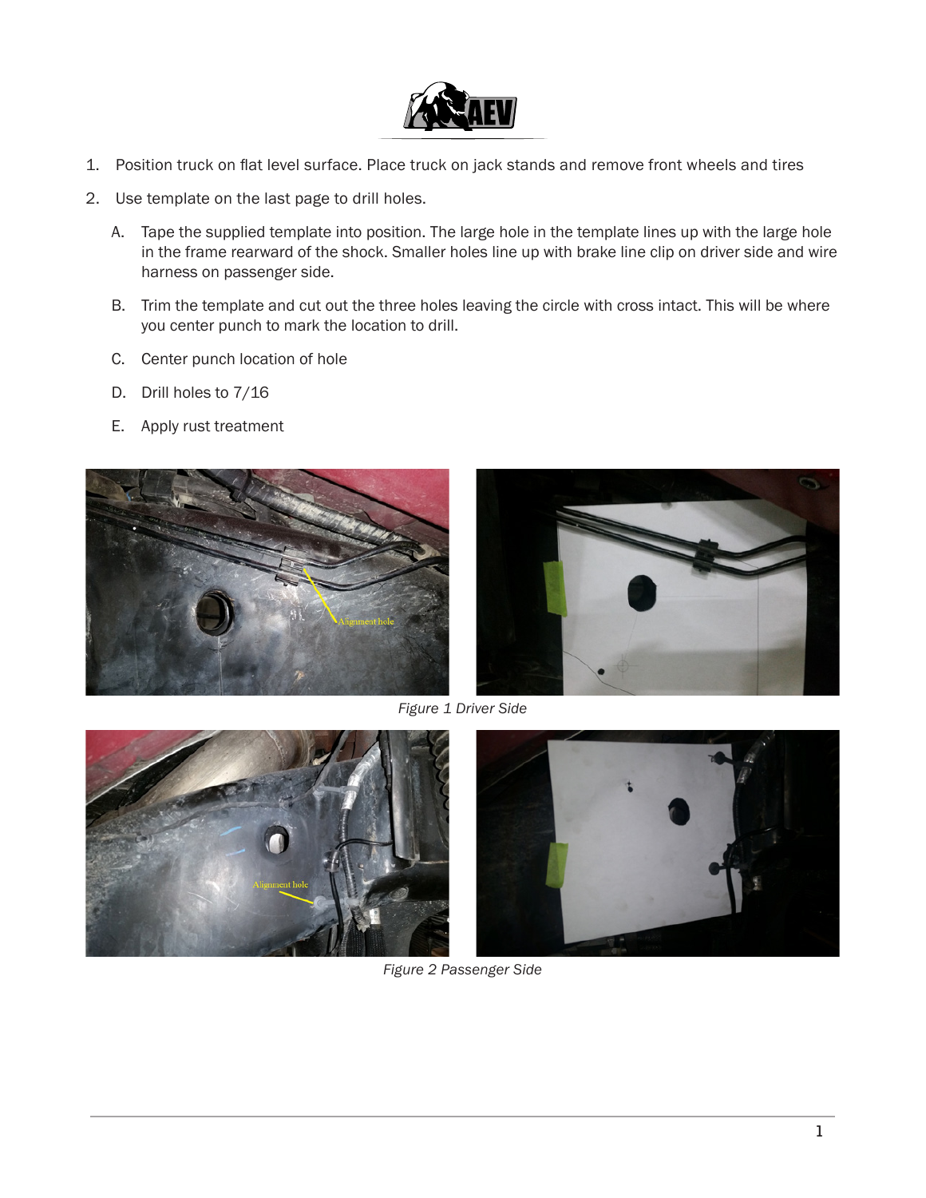1. Position truck on flat level surface. Place truck on jack stands and remove front wheels and tires
2. Use template on the last page to drill holes.
   A. Tape the supplied template into position. The large hole in the template lines up with the large hole in the frame rearward of the shock. Smaller holes line up with brake line clip on driver side and wire harness on passenger side.
   B. Trim the template and cut out the three holes leaving the circle with cross intact. This will be where you center punch to mark the location to drill.
   C. Center punch location of hole
   D. Drill holes to 7/16
   E. Apply rust treatment

*Figure 1 Driver Side*

*Figure 2 Passenger Side*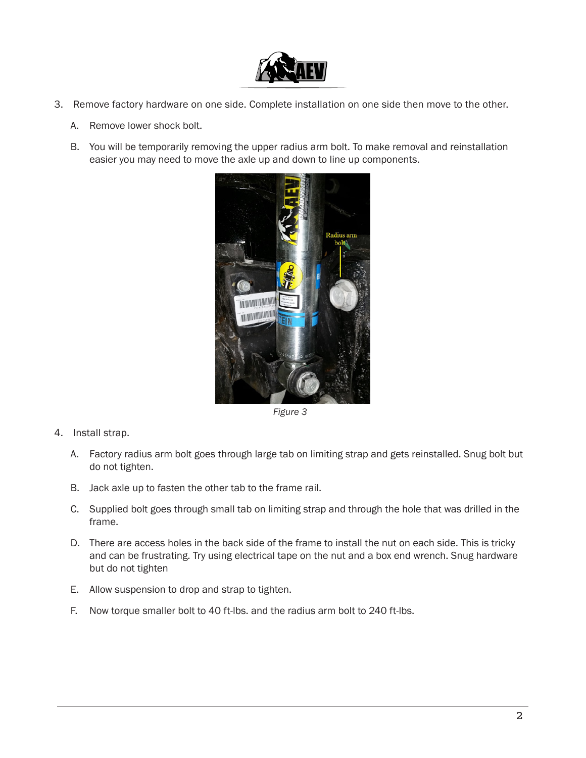3. Remove factory hardware on one side. Complete installation on one side then move to the other.

   A. Remove lower shock bolt.

   B. You will be temporarily removing the upper radius arm bolt. To make removal and reinstallation easier you may need to move the axle up and down to line up components.

*Figure 3*

4. Install strap.

   A. Factory radius arm bolt goes through large tab on limiting strap and gets reinstalled. Snug bolt but do not tighten.

   B. Jack axle up to fasten the other tab to the frame rail.

   C. Supplied bolt goes through small tab on limiting strap and through the hole that was drilled in the frame.

   D. There are access holes in the back side of the frame to install the nut on each side. This is tricky and can be frustrating. Try using electrical tape on the nut and a box end wrench. Snug hardware but do not tighten

   E. Allow suspension to drop and strap to tighten.

   F. Now torque smaller bolt to 40 ft-lbs. and the radius arm bolt to 240 ft-lbs.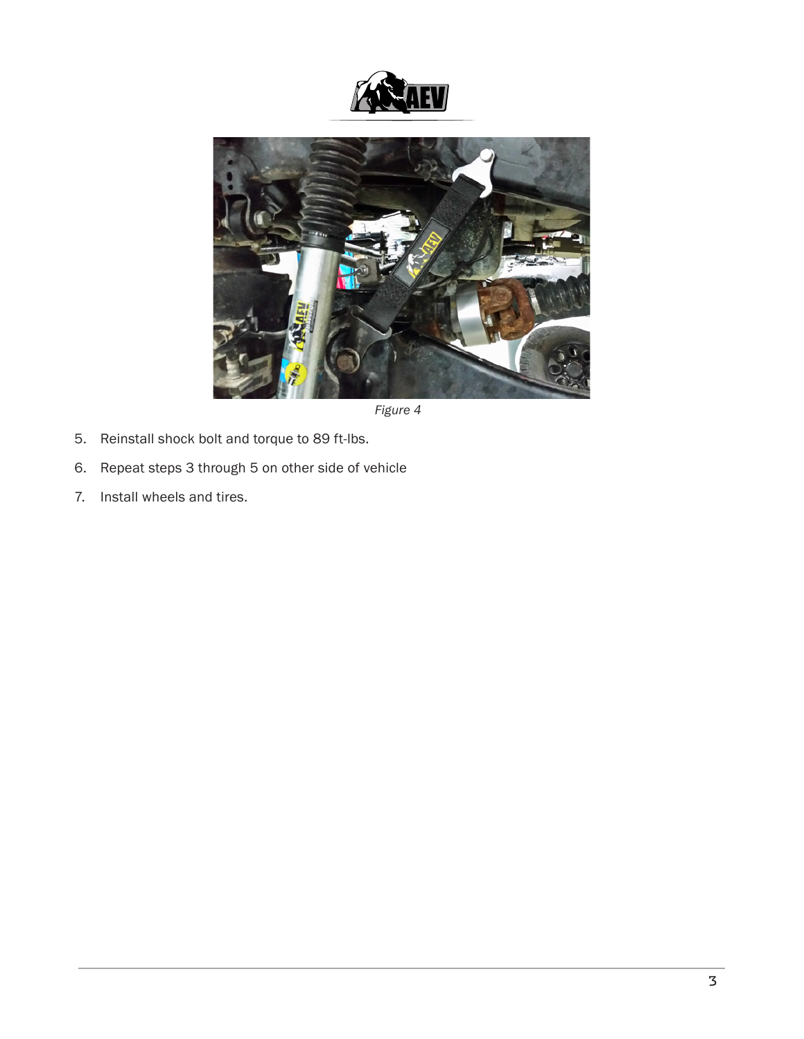*Figure 4*

5. Reinstall shock bolt and torque to 89 ft-lbs.
6. Repeat steps 3 through 5 on other side of vehicle
7. Install wheels and tires.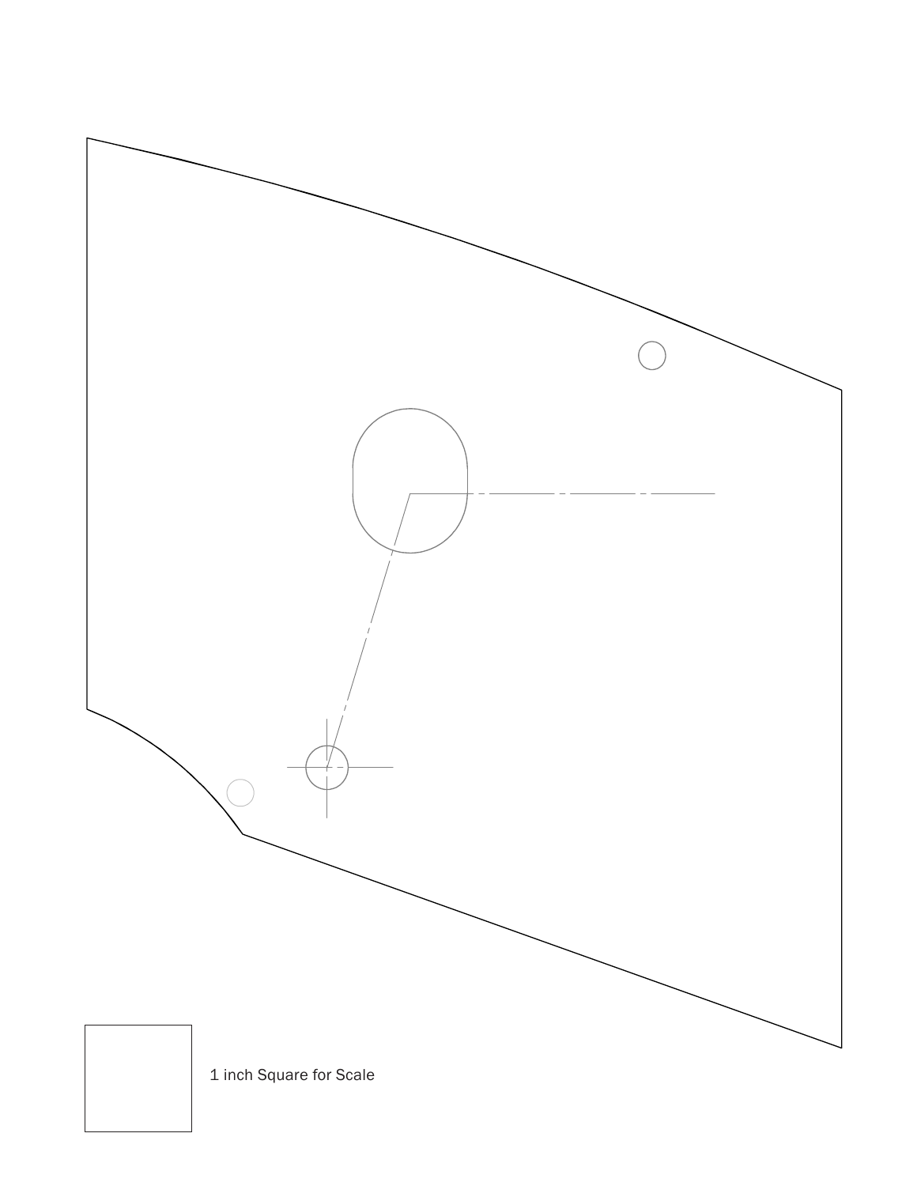1 inch Square for Scale